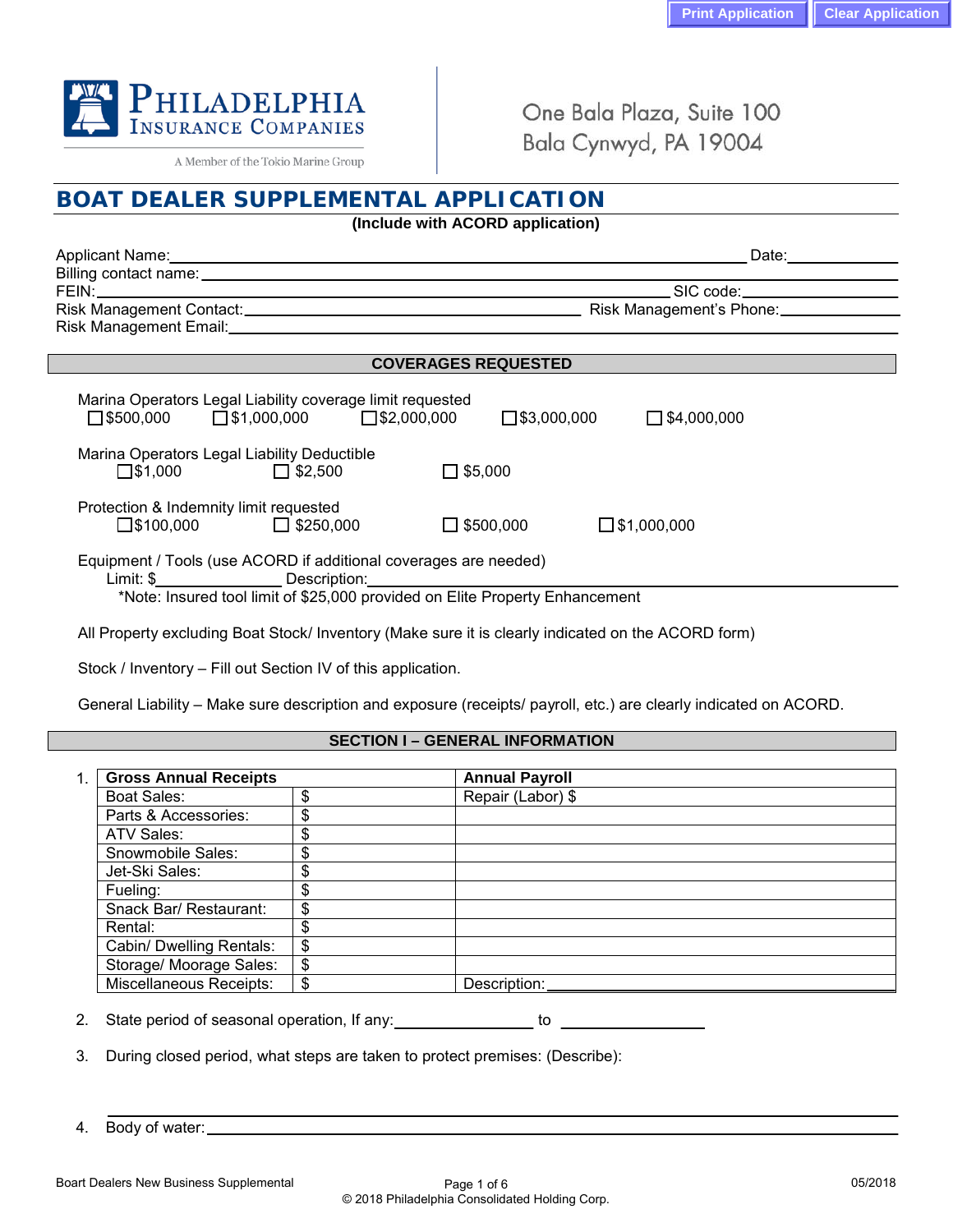Print Application | Clear Application

PHILADELPHIA INSURANCE COMPANIES

A Member of the Tokio Marine Group

One Bala Plaza, Suite 100
Bala Cynwyd, PA 19004

# BOAT DEALER SUPPLEMENTAL APPLICATION

**(Include with ACORD application)**

Applicant Name:______________________________ Date:__________

Billing contact name:______________________________

FEIN:______________________________ SIC code:__________

Risk Management Contact:______________________________ Risk Management's Phone:__________

Risk Management Email:______________________________

## COVERAGES REQUESTED

Marina Operators Legal Liability coverage limit requested

☐ $500,000 ☐ $1,000,000 ☐ $2,000,000 ☐ $3,000,000 ☐ $4,000,000

Marina Operators Legal Liability Deductible

☐ $1,000 ☐ $2,500 ☐ $5,000

Protection & Indemnity limit requested

☐ $100,000 ☐ $250,000 ☐ $500,000 ☐ $1,000,000

Equipment / Tools (use ACORD if additional coverages are needed)

Limit: $__________ Description:______________________________

*Note: Insured tool limit of $25,000 provided on Elite Property Enhancement

All Property excluding Boat Stock/ Inventory (Make sure it is clearly indicated on the ACORD form)

Stock / Inventory – Fill out Section IV of this application.

General Liability – Make sure description and exposure (receipts/ payroll, etc.) are clearly indicated on ACORD.

## SECTION I – GENERAL INFORMATION

1.

| **Gross Annual Receipts** | | **Annual Payroll** |
|---|---|---|
| Boat Sales: | $ | Repair (Labor) $ |
| Parts & Accessories: | $ | |
| ATV Sales: | $ | |
| Snowmobile Sales: | $ | |
| Jet-Ski Sales: | $ | |
| Fueling: | $ | |
| Snack Bar/ Restaurant: | $ | |
| Rental: | $ | |
| Cabin/ Dwelling Rentals: | $ | |
| Storage/ Moorage Sales: | $ | |
| Miscellaneous Receipts: | $ | Description:__________ |

2. State period of seasonal operation, If any:__________ to __________

3. During closed period, what steps are taken to protect premises: (Describe):

______________________________

4. Body of water:______________________________

Boart Dealers New Business Supplemental 05/2018

© 2018 Philadelphia Consolidated Holding Corp.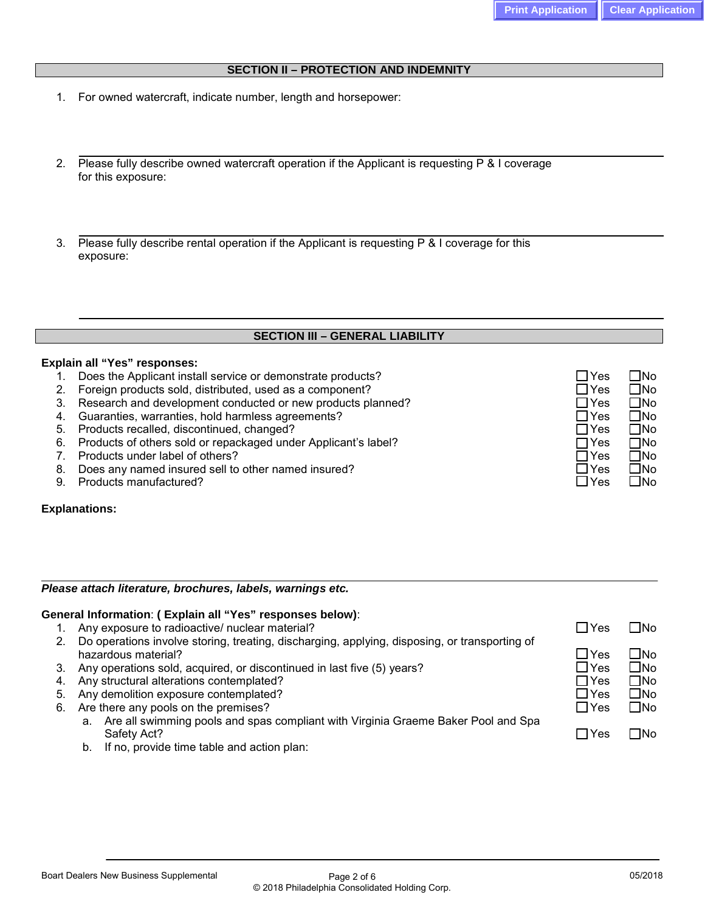## SECTION II – PROTECTION AND INDEMNITY

1. For owned watercraft, indicate number, length and horsepower:

2. Please fully describe owned watercraft operation if the Applicant is requesting P & I coverage for this exposure:

3. Please fully describe rental operation if the Applicant is requesting P & I coverage for this exposure:

## SECTION III – GENERAL LIABILITY

**Explain all "Yes" responses:**

| | | | |
|---|---|---|---|
| 1. | Does the Applicant install service or demonstrate products? | ☐ Yes | ☐ No |
| 2. | Foreign products sold, distributed, used as a component? | ☐ Yes | ☐ No |
| 3. | Research and development conducted or new products planned? | ☐ Yes | ☐ No |
| 4. | Guaranties, warranties, hold harmless agreements? | ☐ Yes | ☐ No |
| 5. | Products recalled, discontinued, changed? | ☐ Yes | ☐ No |
| 6. | Products of others sold or repackaged under Applicant's label? | ☐ Yes | ☐ No |
| 7. | Products under label of others? | ☐ Yes | ☐ No |
| 8. | Does any named insured sell to other named insured? | ☐ Yes | ☐ No |
| 9. | Products manufactured? | ☐ Yes | ☐ No |

**Explanations:**

***Please attach literature, brochures, labels, warnings etc.***

**General Information**: **( Explain all "Yes" responses below)**:

| | | | |
|---|---|---|---|
| 1. | Any exposure to radioactive/ nuclear material? | ☐ Yes | ☐ No |
| 2. | Do operations involve storing, treating, discharging, applying, disposing, or transporting of hazardous material? | ☐ Yes | ☐ No |
| 3. | Any operations sold, acquired, or discontinued in last five (5) years? | ☐ Yes | ☐ No |
| 4. | Any structural alterations contemplated? | ☐ Yes | ☐ No |
| 5. | Any demolition exposure contemplated? | ☐ Yes | ☐ No |
| 6. | Are there any pools on the premises? | ☐ Yes | ☐ No |
| | a. Are all swimming pools and spas compliant with Virginia Graeme Baker Pool and Spa Safety Act? | ☐ Yes | ☐ No |
| | b. If no, provide time table and action plan: | | |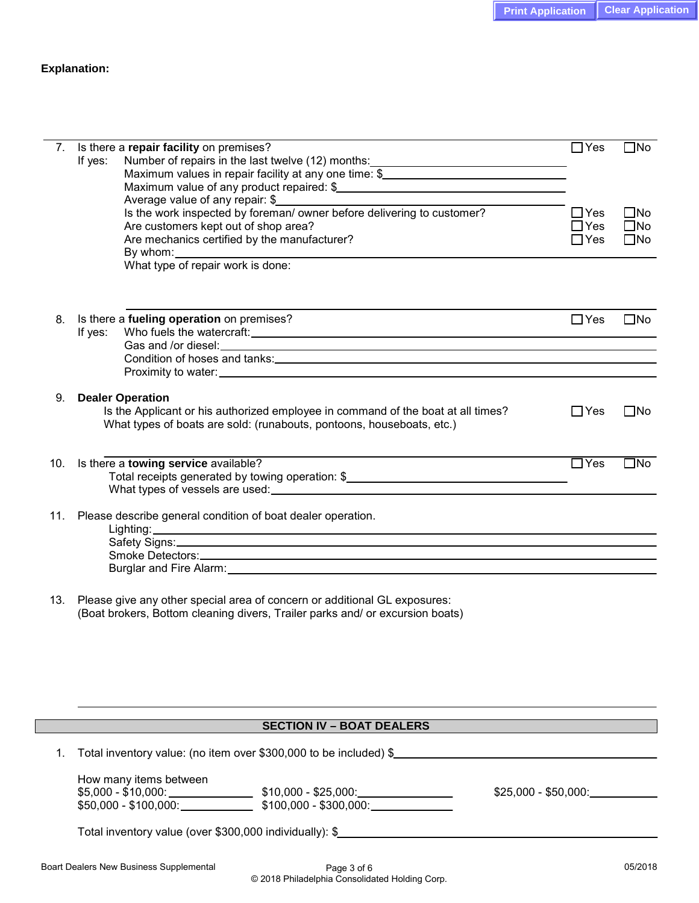**Explanation:**

7. Is there a **repair facility** on premises? ☐ Yes ☐ No

   If yes: Number of repairs in the last twelve (12) months: \_\_\_\_\_\_\_\_\_\_

   Maximum values in repair facility at any one time: $\_\_\_\_\_\_\_\_\_\_

   Maximum value of any product repaired: $\_\_\_\_\_\_\_\_\_\_

   Average value of any repair: $\_\_\_\_\_\_\_\_\_\_

   Is the work inspected by foreman/ owner before delivering to customer? ☐ Yes ☐ No

   Are customers kept out of shop area? ☐ Yes ☐ No

   Are mechanics certified by the manufacturer? ☐ Yes ☐ No

   By whom: \_\_\_\_\_\_\_\_\_\_

   What type of repair work is done:

8. Is there a **fueling operation** on premises? ☐ Yes ☐ No

   If yes: Who fuels the watercraft: \_\_\_\_\_\_\_\_\_\_

   Gas and /or diesel: \_\_\_\_\_\_\_\_\_\_

   Condition of hoses and tanks: \_\_\_\_\_\_\_\_\_\_

   Proximity to water: \_\_\_\_\_\_\_\_\_\_

9. **Dealer Operation**

   Is the Applicant or his authorized employee in command of the boat at all times? ☐ Yes ☐ No

   What types of boats are sold: (runabouts, pontoons, houseboats, etc.)

10. Is there a **towing service** available? ☐ Yes ☐ No

    Total receipts generated by towing operation: $\_\_\_\_\_\_\_\_\_\_

    What types of vessels are used: \_\_\_\_\_\_\_\_\_\_

11. Please describe general condition of boat dealer operation.

    Lighting: \_\_\_\_\_\_\_\_\_\_

    Safety Signs: \_\_\_\_\_\_\_\_\_\_

    Smoke Detectors: \_\_\_\_\_\_\_\_\_\_

    Burglar and Fire Alarm: \_\_\_\_\_\_\_\_\_\_

13. Please give any other special area of concern or additional GL exposures:
    (Boat brokers, Bottom cleaning divers, Trailer parks and/ or excursion boats)

## SECTION IV – BOAT DEALERS

1. Total inventory value: (no item over $300,000 to be included) $\_\_\_\_\_\_\_\_\_\_

   How many items between

   $5,000 - $10,000: \_\_\_\_\_\_\_\_\_\_ $10,000 - $25,000: \_\_\_\_\_\_\_\_\_\_ $25,000 - $50,000: \_\_\_\_\_\_\_\_\_\_

   $50,000 - $100,000: \_\_\_\_\_\_\_\_\_\_ $100,000 - $300,000: \_\_\_\_\_\_\_\_\_\_

   Total inventory value (over $300,000 individually): $\_\_\_\_\_\_\_\_\_\_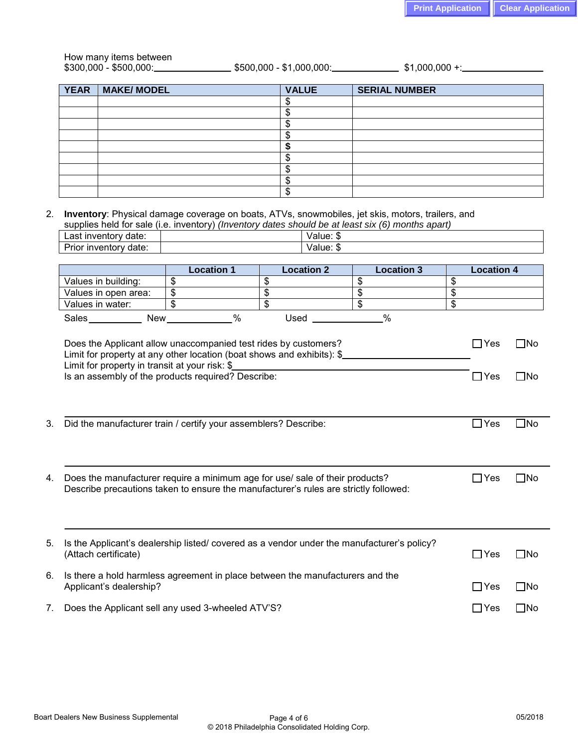How many items between
$300,000 - $500,000:_______________ $500,000 - $1,000,000:_____________ $1,000,000 +:_______________

| YEAR | MAKE/ MODEL | VALUE | SERIAL NUMBER |
|---|---|---|---|
| | | $ | |
| | | $ | |
| | | $ | |
| | | $ | |
| | | $ | |
| | | $ | |
| | | $ | |
| | | $ | |
| | | $ | |

2. **Inventory**: Physical damage coverage on boats, ATVs, snowmobiles, jet skis, motors, trailers, and supplies held for sale (i.e. inventory) *(Inventory dates should be at least six (6) months apart)*

| Last inventory date: | | Value: $ |
|---|---|---|
| Prior inventory date: | | Value: $ |

| | Location 1 | Location 2 | Location 3 | Location 4 |
|---|---|---|---|---|
| Values in building: | $ | $ | $ | $ |
| Values in open area: | $ | $ | $ | $ |
| Values in water: | $ | $ | $ | $ |

Sales__________ New____________% Used _____________%

Does the Applicant allow unaccompanied test rides by customers? ☐ Yes ☐ No
Limit for property at any other location (boat shows and exhibits): $_______________________
Limit for property in transit at your risk: $_______________________________________
Is an assembly of the products required? Describe: ☐ Yes ☐ No

3. Did the manufacturer train / certify your assemblers? Describe: ☐ Yes ☐ No

4. Does the manufacturer require a minimum age for use/ sale of their products? ☐ Yes ☐ No
Describe precautions taken to ensure the manufacturer's rules are strictly followed:

5. Is the Applicant's dealership listed/ covered as a vendor under the manufacturer's policy? (Attach certificate) ☐ Yes ☐ No

6. Is there a hold harmless agreement in place between the manufacturers and the Applicant's dealership? ☐ Yes ☐ No

7. Does the Applicant sell any used 3-wheeled ATV'S? ☐ Yes ☐ No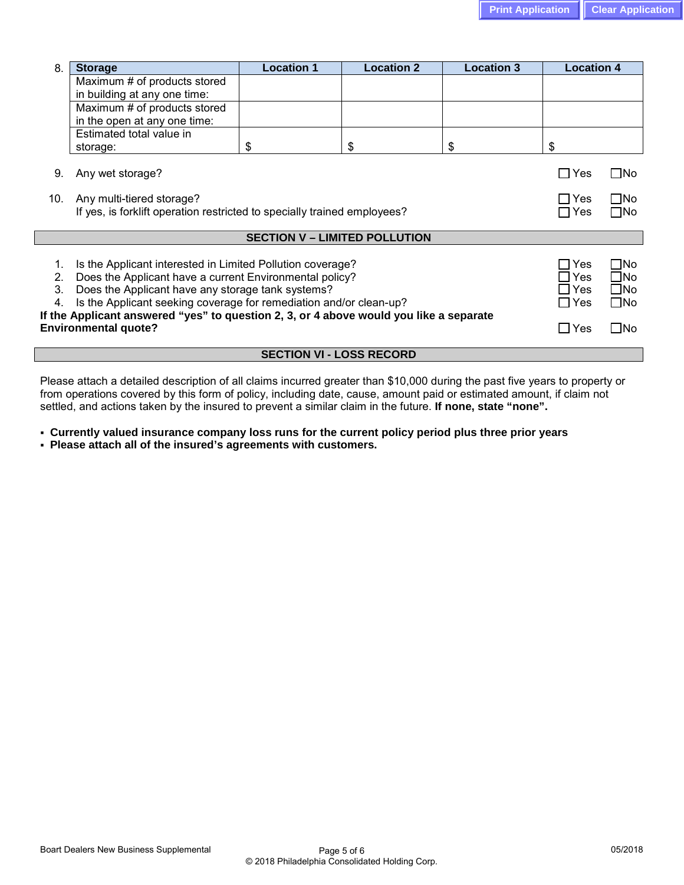8.

| Storage | Location 1 | Location 2 | Location 3 | Location 4 |
| --- | --- | --- | --- | --- |
| Maximum # of products stored in building at any one time: | | | | |
| Maximum # of products stored in the open at any one time: | | | | |
| Estimated total value in storage: | $ | $ | $ | $ |

9. Any wet storage? ☐ Yes ☐ No

10. Any multi-tiered storage? ☐ Yes ☐ No
    If yes, is forklift operation restricted to specially trained employees? ☐ Yes ☐ No

## SECTION V – LIMITED POLLUTION

1. Is the Applicant interested in Limited Pollution coverage? ☐ Yes ☐ No
2. Does the Applicant have a current Environmental policy? ☐ Yes ☐ No
3. Does the Applicant have any storage tank systems? ☐ Yes ☐ No
4. Is the Applicant seeking coverage for remediation and/or clean-up? ☐ Yes ☐ No

**If the Applicant answered "yes" to question 2, 3, or 4 above would you like a separate Environmental quote?** ☐ Yes ☐ No

## SECTION VI - LOSS RECORD

Please attach a detailed description of all claims incurred greater than $10,000 during the past five years to property or from operations covered by this form of policy, including date, cause, amount paid or estimated amount, if claim not settled, and actions taken by the insured to prevent a similar claim in the future. **If none, state "none".**

- **Currently valued insurance company loss runs for the current policy period plus three prior years**
- **Please attach all of the insured's agreements with customers.**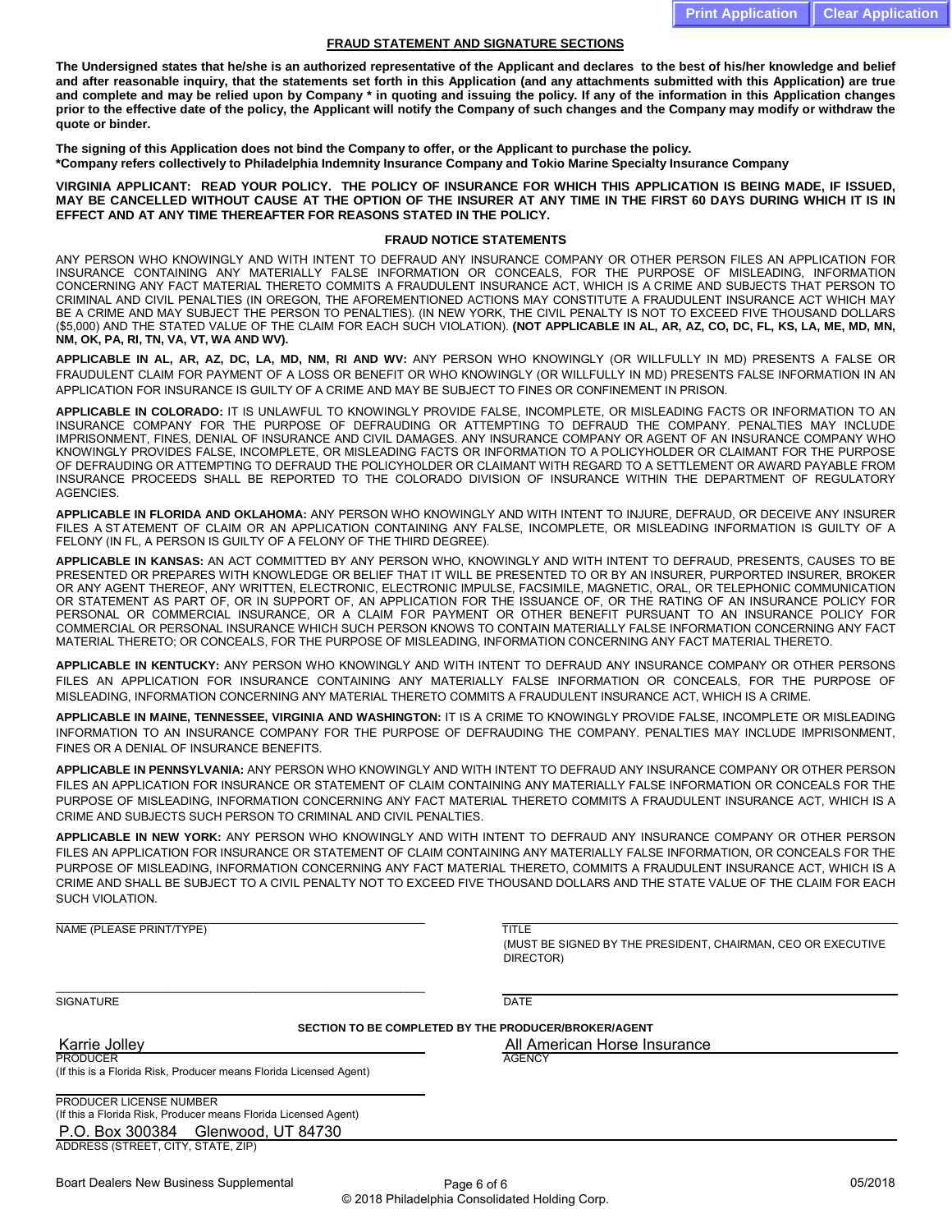Print Application | Clear Application

## FRAUD STATEMENT AND SIGNATURE SECTIONS

**The Undersigned states that he/she is an authorized representative of the Applicant and declares to the best of his/her knowledge and belief and after reasonable inquiry, that the statements set forth in this Application (and any attachments submitted with this Application) are true and complete and may be relied upon by Company * in quoting and issuing the policy. If any of the information in this Application changes prior to the effective date of the policy, the Applicant will notify the Company of such changes and the Company may modify or withdraw the quote or binder.**

**The signing of this Application does not bind the Company to offer, or the Applicant to purchase the policy.**
***Company refers collectively to Philadelphia Indemnity Insurance Company and Tokio Marine Specialty Insurance Company**

**VIRGINIA APPLICANT: READ YOUR POLICY. THE POLICY OF INSURANCE FOR WHICH THIS APPLICATION IS BEING MADE, IF ISSUED, MAY BE CANCELLED WITHOUT CAUSE AT THE OPTION OF THE INSURER AT ANY TIME IN THE FIRST 60 DAYS DURING WHICH IT IS IN EFFECT AND AT ANY TIME THEREAFTER FOR REASONS STATED IN THE POLICY.**

### FRAUD NOTICE STATEMENTS

ANY PERSON WHO KNOWINGLY AND WITH INTENT TO DEFRAUD ANY INSURANCE COMPANY OR OTHER PERSON FILES AN APPLICATION FOR INSURANCE CONTAINING ANY MATERIALLY FALSE INFORMATION OR CONCEALS, FOR THE PURPOSE OF MISLEADING, INFORMATION CONCERNING ANY FACT MATERIAL THERETO COMMITS A FRAUDULENT INSURANCE ACT, WHICH IS A CRIME AND SUBJECTS THAT PERSON TO CRIMINAL AND CIVIL PENALTIES (IN OREGON, THE AFOREMENTIONED ACTIONS MAY CONSTITUTE A FRAUDULENT INSURANCE ACT WHICH MAY BE A CRIME AND MAY SUBJECT THE PERSON TO PENALTIES). (IN NEW YORK, THE CIVIL PENALTY IS NOT TO EXCEED FIVE THOUSAND DOLLARS ($5,000) AND THE STATED VALUE OF THE CLAIM FOR EACH SUCH VIOLATION). **(NOT APPLICABLE IN AL, AR, AZ, CO, DC, FL, KS, LA, ME, MD, MN, NM, OK, PA, RI, TN, VA, VT, WA AND WV).**

**APPLICABLE IN AL, AR, AZ, DC, LA, MD, NM, RI AND WV:** ANY PERSON WHO KNOWINGLY (OR WILLFULLY IN MD) PRESENTS A FALSE OR FRAUDULENT CLAIM FOR PAYMENT OF A LOSS OR BENEFIT OR WHO KNOWINGLY (OR WILLFULLY IN MD) PRESENTS FALSE INFORMATION IN AN APPLICATION FOR INSURANCE IS GUILTY OF A CRIME AND MAY BE SUBJECT TO FINES OR CONFINEMENT IN PRISON.

**APPLICABLE IN COLORADO:** IT IS UNLAWFUL TO KNOWINGLY PROVIDE FALSE, INCOMPLETE, OR MISLEADING FACTS OR INFORMATION TO AN INSURANCE COMPANY FOR THE PURPOSE OF DEFRAUDING OR ATTEMPTING TO DEFRAUD THE COMPANY. PENALTIES MAY INCLUDE IMPRISONMENT, FINES, DENIAL OF INSURANCE AND CIVIL DAMAGES. ANY INSURANCE COMPANY OR AGENT OF AN INSURANCE COMPANY WHO KNOWINGLY PROVIDES FALSE, INCOMPLETE, OR MISLEADING FACTS OR INFORMATION TO A POLICYHOLDER OR CLAIMANT FOR THE PURPOSE OF DEFRAUDING OR ATTEMPTING TO DEFRAUD THE POLICYHOLDER OR CLAIMANT WITH REGARD TO A SETTLEMENT OR AWARD PAYABLE FROM INSURANCE PROCEEDS SHALL BE REPORTED TO THE COLORADO DIVISION OF INSURANCE WITHIN THE DEPARTMENT OF REGULATORY AGENCIES.

**APPLICABLE IN FLORIDA AND OKLAHOMA:** ANY PERSON WHO KNOWINGLY AND WITH INTENT TO INJURE, DEFRAUD, OR DECEIVE ANY INSURER FILES A STATEMENT OF CLAIM OR AN APPLICATION CONTAINING ANY FALSE, INCOMPLETE, OR MISLEADING INFORMATION IS GUILTY OF A FELONY (IN FL, A PERSON IS GUILTY OF A FELONY OF THE THIRD DEGREE).

**APPLICABLE IN KANSAS:** AN ACT COMMITTED BY ANY PERSON WHO, KNOWINGLY AND WITH INTENT TO DEFRAUD, PRESENTS, CAUSES TO BE PRESENTED OR PREPARES WITH KNOWLEDGE OR BELIEF THAT IT WILL BE PRESENTED TO OR BY AN INSURER, PURPORTED INSURER, BROKER OR ANY AGENT THEREOF, ANY WRITTEN, ELECTRONIC, ELECTRONIC IMPULSE, FACSIMILE, MAGNETIC, ORAL, OR TELEPHONIC COMMUNICATION OR STATEMENT AS PART OF, OR IN SUPPORT OF, AN APPLICATION FOR THE ISSUANCE OF, OR THE RATING OF AN INSURANCE POLICY FOR PERSONAL OR COMMERCIAL INSURANCE, OR A CLAIM FOR PAYMENT OR OTHER BENEFIT PURSUANT TO AN INSURANCE POLICY FOR COMMERCIAL OR PERSONAL INSURANCE WHICH SUCH PERSON KNOWS TO CONTAIN MATERIALLY FALSE INFORMATION CONCERNING ANY FACT MATERIAL THERETO; OR CONCEALS, FOR THE PURPOSE OF MISLEADING, INFORMATION CONCERNING ANY FACT MATERIAL THERETO.

**APPLICABLE IN KENTUCKY:** ANY PERSON WHO KNOWINGLY AND WITH INTENT TO DEFRAUD ANY INSURANCE COMPANY OR OTHER PERSONS FILES AN APPLICATION FOR INSURANCE CONTAINING ANY MATERIALLY FALSE INFORMATION OR CONCEALS, FOR THE PURPOSE OF MISLEADING, INFORMATION CONCERNING ANY MATERIAL THERETO COMMITS A FRAUDULENT INSURANCE ACT, WHICH IS A CRIME.

**APPLICABLE IN MAINE, TENNESSEE, VIRGINIA AND WASHINGTON:** IT IS A CRIME TO KNOWINGLY PROVIDE FALSE, INCOMPLETE OR MISLEADING INFORMATION TO AN INSURANCE COMPANY FOR THE PURPOSE OF DEFRAUDING THE COMPANY. PENALTIES MAY INCLUDE IMPRISONMENT, FINES OR A DENIAL OF INSURANCE BENEFITS.

**APPLICABLE IN PENNSYLVANIA:** ANY PERSON WHO KNOWINGLY AND WITH INTENT TO DEFRAUD ANY INSURANCE COMPANY OR OTHER PERSON FILES AN APPLICATION FOR INSURANCE OR STATEMENT OF CLAIM CONTAINING ANY MATERIALLY FALSE INFORMATION OR CONCEALS FOR THE PURPOSE OF MISLEADING, INFORMATION CONCERNING ANY FACT MATERIAL THERETO COMMITS A FRAUDULENT INSURANCE ACT, WHICH IS A CRIME AND SUBJECTS SUCH PERSON TO CRIMINAL AND CIVIL PENALTIES.

**APPLICABLE IN NEW YORK:** ANY PERSON WHO KNOWINGLY AND WITH INTENT TO DEFRAUD ANY INSURANCE COMPANY OR OTHER PERSON FILES AN APPLICATION FOR INSURANCE OR STATEMENT OF CLAIM CONTAINING ANY MATERIALLY FALSE INFORMATION, OR CONCEALS FOR THE PURPOSE OF MISLEADING, INFORMATION CONCERNING ANY FACT MATERIAL THERETO, COMMITS A FRAUDULENT INSURANCE ACT, WHICH IS A CRIME AND SHALL BE SUBJECT TO A CIVIL PENALTY NOT TO EXCEED FIVE THOUSAND DOLLARS AND THE STATE VALUE OF THE CLAIM FOR EACH SUCH VIOLATION.

NAME (PLEASE PRINT/TYPE): ____________________

TITLE: ____________________
(MUST BE SIGNED BY THE PRESIDENT, CHAIRMAN, CEO OR EXECUTIVE DIRECTOR)

SIGNATURE: ____________________

DATE: ____________________

**SECTION TO BE COMPLETED BY THE PRODUCER/BROKER/AGENT**

PRODUCER: Karrie Jolley
(If this is a Florida Risk, Producer means Florida Licensed Agent)

AGENCY: All American Horse Insurance

PRODUCER LICENSE NUMBER: ____________________
(If this a Florida Risk, Producer means Florida Licensed Agent)

ADDRESS (STREET, CITY, STATE, ZIP): P.O. Box 300384 Glenwood, UT 84730

Boart Dealers New Business Supplemental

© 2018 Philadelphia Consolidated Holding Corp.

05/2018